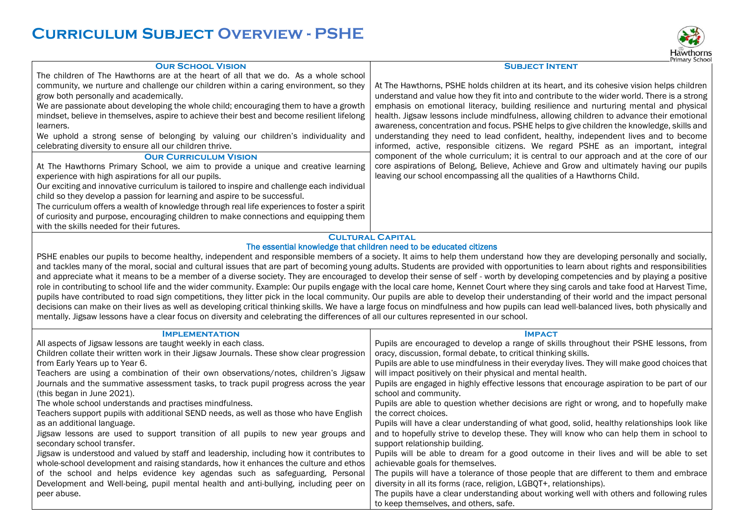# Curriculum Subject Overview - PSHE

## Our School Vision

The children of The Hawthorns are at the heart of all that we do. As a whole school community, we nurture and challenge our children within a caring environment, so they grow both personally and academically.

We are passionate about developing the whole child; encouraging them to have a growth mindset, believe in themselves, aspire to achieve their best and become resilient lifelong learners.

We uphold a strong sense of belonging by valuing our children's individuality and celebrating diversity to ensure all our children thrive.

## Our Curriculum Vision

At The Hawthorns Primary School, we aim to provide a unique and creative learning experience with high aspirations for all our pupils.

Our exciting and innovative curriculum is tailored to inspire and challenge each individual child so they develop a passion for learning and aspire to be successful.

The curriculum offers a wealth of knowledge through real life experiences to foster a spirit of curiosity and purpose, encouraging children to make connections and equipping them with the skills needed for their futures.

## Subject Intent

At The Hawthorns, PSHE holds children at its heart, and its cohesive vision helps children understand and value how they fit into and contribute to the wider world. There is a strong emphasis on emotional literacy, building resilience and nurturing mental and physical health. Jigsaw lessons include mindfulness, allowing children to advance their emotional awareness, concentration and focus. PSHE helps to give children the knowledge, skills and understanding they need to lead confident, healthy, independent lives and to become informed, active, responsible citizens. We regard PSHE as an important, integral component of the whole curriculum; it is central to our approach and at the core of our core aspirations of Belong, Believe, Achieve and Grow and ultimately having our pupils leaving our school encompassing all the qualities of a Hawthorns Child.

## Cultural Capital

**The essential knowledge that children need to be educated citizens**

PSHE enables our pupils to become healthy, independent and responsible members of a society. It aims to help them understand how they are developing personally and socially, and tackles many of the moral, social and cultural issues that are part of becoming young adults. Students are provided with opportunities to learn about rights and responsibilities and appreciate what it means to be a member of a diverse society. They are encouraged to develop their sense of self - worth by developing competencies and by playing a positive role in contributing to school life and the wider community. Example: Our pupils engage with the local care home, Kennet Court where they sing carols and take food at Harvest Time, pupils have contributed to road sign competitions, they litter pick in the local community. Our pupils are able to develop their understanding of their world and the impact personal decisions can make on their lives as well as developing critical thinking skills. We have a large focus on mindfulness and how pupils can lead well-balanced lives, both physically and mentally. Jigsaw lessons have a clear focus on diversity and celebrating the differences of all our cultures represented in our school.

## Implementation

All aspects of Jigsaw lessons are taught weekly in each class.

Children collate their written work in their Jigsaw Journals. These show clear progression from Early Years up to Year 6.

Teachers are using a combination of their own observations/notes, children's Jigsaw Journals and the summative assessment tasks, to track pupil progress across the year (this began in June 2021).

The whole school understands and practises mindfulness.

Teachers support pupils with additional SEND needs, as well as those who have English as an additional language.

Jigsaw lessons are used to support transition of all pupils to new year groups and secondary school transfer.

Jigsaw is understood and valued by staff and leadership, including how it contributes to whole-school development and raising standards, how it enhances the culture and ethos of the school and helps evidence key agendas such as safeguarding, Personal Development and Well-being, pupil mental health and anti-bullying, including peer on peer abuse.

## Impact

Pupils are encouraged to develop a range of skills throughout their PSHE lessons, from oracy, discussion, formal debate, to critical thinking skills.

Pupils are able to use mindfulness in their everyday lives. They will make good choices that will impact positively on their physical and mental health.

Pupils are engaged in highly effective lessons that encourage aspiration to be part of our school and community.

Pupils are able to question whether decisions are right or wrong, and to hopefully make the correct choices.

Pupils will have a clear understanding of what good, solid, healthy relationships look like and to hopefully strive to develop these. They will know who can help them in school to support relationship building.

Pupils will be able to dream for a good outcome in their lives and will be able to set achievable goals for themselves.

The pupils will have a tolerance of those people that are different to them and embrace diversity in all its forms (race, religion, LGBQT+, relationships).

The pupils have a clear understanding about working well with others and following rules to keep themselves, and others, safe.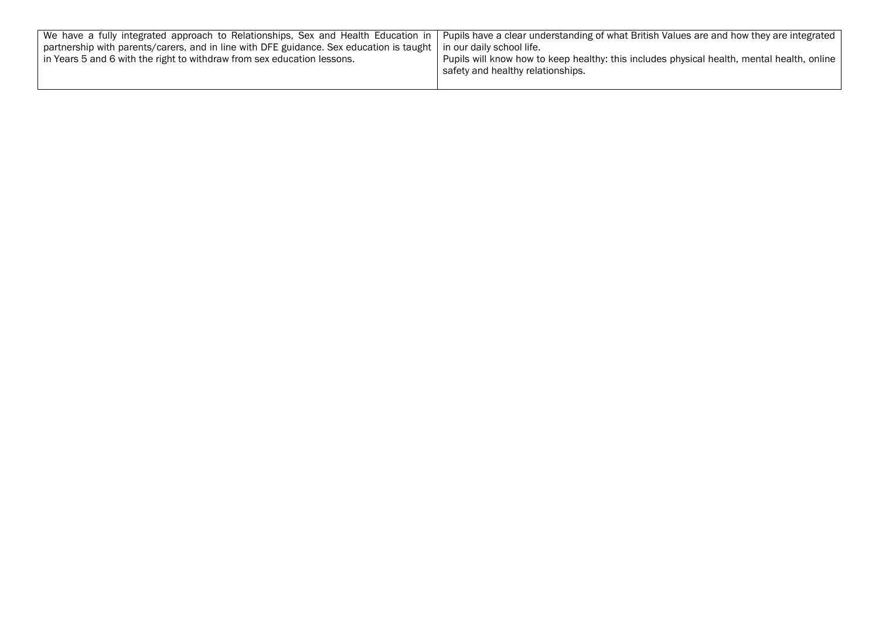| | |
|---|---|
| We have a fully integrated approach to Relationships, Sex and Health Education in partnership with parents/carers, and in line with DFE guidance. Sex education is taught in Years 5 and 6 with the right to withdraw from sex education lessons. | Pupils have a clear understanding of what British Values are and how they are integrated in our daily school life.<br>Pupils will know how to keep healthy: this includes physical health, mental health, online safety and healthy relationships. |